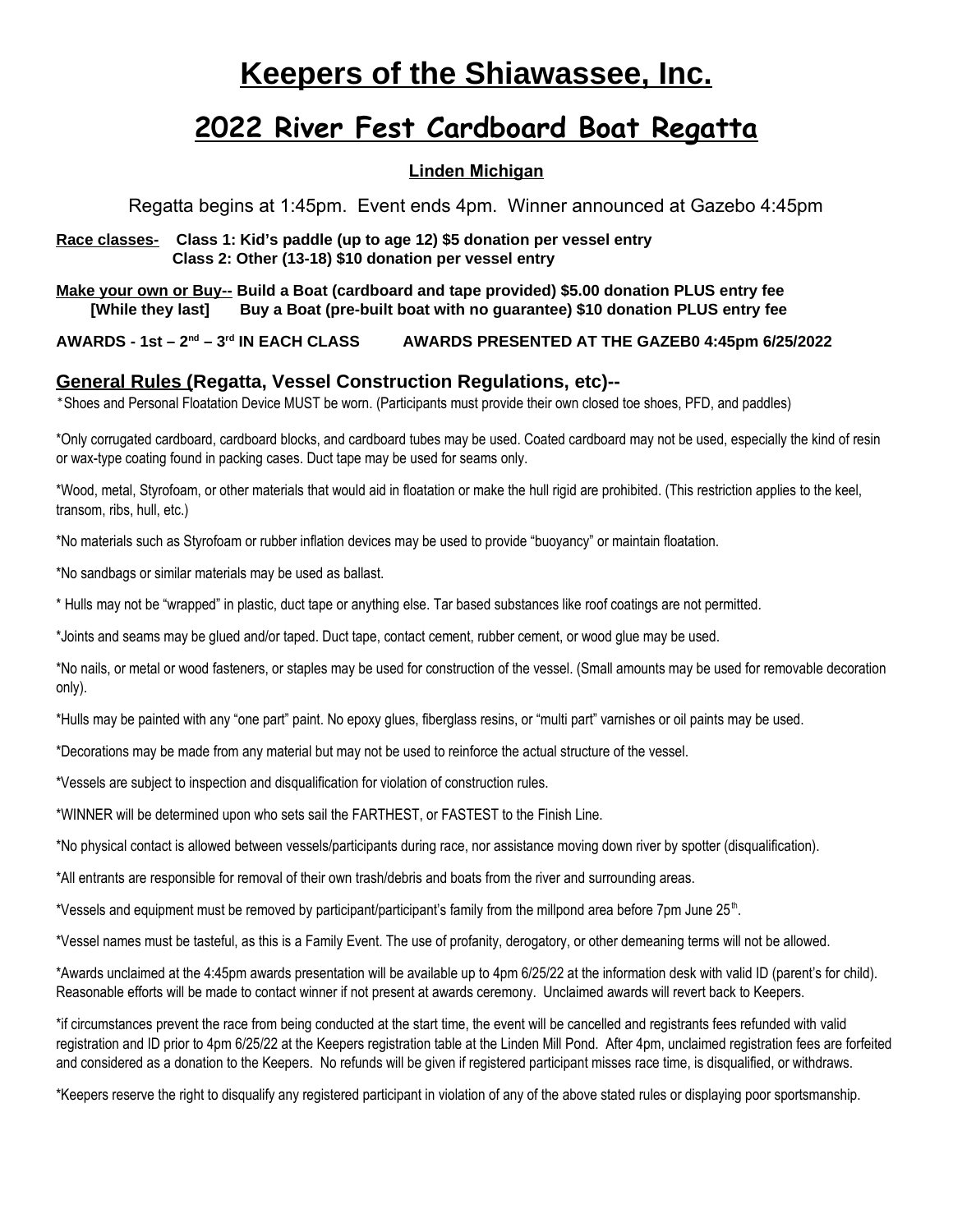# Keepers of the Shiawassee, Inc.

## 2022 River Fest Cardboard Boat Regatta

**Linden Michigan**

Regatta begins at 1:45pm. Event ends 4pm. Winner announced at Gazebo 4:45pm

**Race classes-** **Class 1: Kid's paddle (up to age 12) $5 donation per vessel entry**
**Class 2: Other (13-18) $10 donation per vessel entry**

**Make your own or Buy-- Build a Boat (cardboard and tape provided) $5.00 donation PLUS entry fee**
**[While they last] Buy a Boat (pre-built boat with no guarantee) $10 donation PLUS entry fee**

**AWARDS - 1st – 2nd – 3rd IN EACH CLASS AWARDS PRESENTED AT THE GAZEB0 4:45pm 6/25/2022**

### General Rules (Regatta, Vessel Construction Regulations, etc)--

*Shoes and Personal Floatation Device MUST be worn. (Participants must provide their own closed toe shoes, PFD, and paddles)

*Only corrugated cardboard, cardboard blocks, and cardboard tubes may be used. Coated cardboard may not be used, especially the kind of resin or wax-type coating found in packing cases. Duct tape may be used for seams only.

*Wood, metal, Styrofoam, or other materials that would aid in floatation or make the hull rigid are prohibited. (This restriction applies to the keel, transom, ribs, hull, etc.)

*No materials such as Styrofoam or rubber inflation devices may be used to provide "buoyancy" or maintain floatation.

*No sandbags or similar materials may be used as ballast.

* Hulls may not be "wrapped" in plastic, duct tape or anything else. Tar based substances like roof coatings are not permitted.

*Joints and seams may be glued and/or taped. Duct tape, contact cement, rubber cement, or wood glue may be used.

*No nails, or metal or wood fasteners, or staples may be used for construction of the vessel. (Small amounts may be used for removable decoration only).

*Hulls may be painted with any "one part" paint. No epoxy glues, fiberglass resins, or "multi part" varnishes or oil paints may be used.

*Decorations may be made from any material but may not be used to reinforce the actual structure of the vessel.

*Vessels are subject to inspection and disqualification for violation of construction rules.

*WINNER will be determined upon who sets sail the FARTHEST, or FASTEST to the Finish Line.

*No physical contact is allowed between vessels/participants during race, nor assistance moving down river by spotter (disqualification).

*All entrants are responsible for removal of their own trash/debris and boats from the river and surrounding areas.

*Vessels and equipment must be removed by participant/participant's family from the millpond area before 7pm June 25th.

*Vessel names must be tasteful, as this is a Family Event. The use of profanity, derogatory, or other demeaning terms will not be allowed.

*Awards unclaimed at the 4:45pm awards presentation will be available up to 4pm 6/25/22 at the information desk with valid ID (parent's for child). Reasonable efforts will be made to contact winner if not present at awards ceremony. Unclaimed awards will revert back to Keepers.

*if circumstances prevent the race from being conducted at the start time, the event will be cancelled and registrants fees refunded with valid registration and ID prior to 4pm 6/25/22 at the Keepers registration table at the Linden Mill Pond. After 4pm, unclaimed registration fees are forfeited and considered as a donation to the Keepers. No refunds will be given if registered participant misses race time, is disqualified, or withdraws.

*Keepers reserve the right to disqualify any registered participant in violation of any of the above stated rules or displaying poor sportsmanship.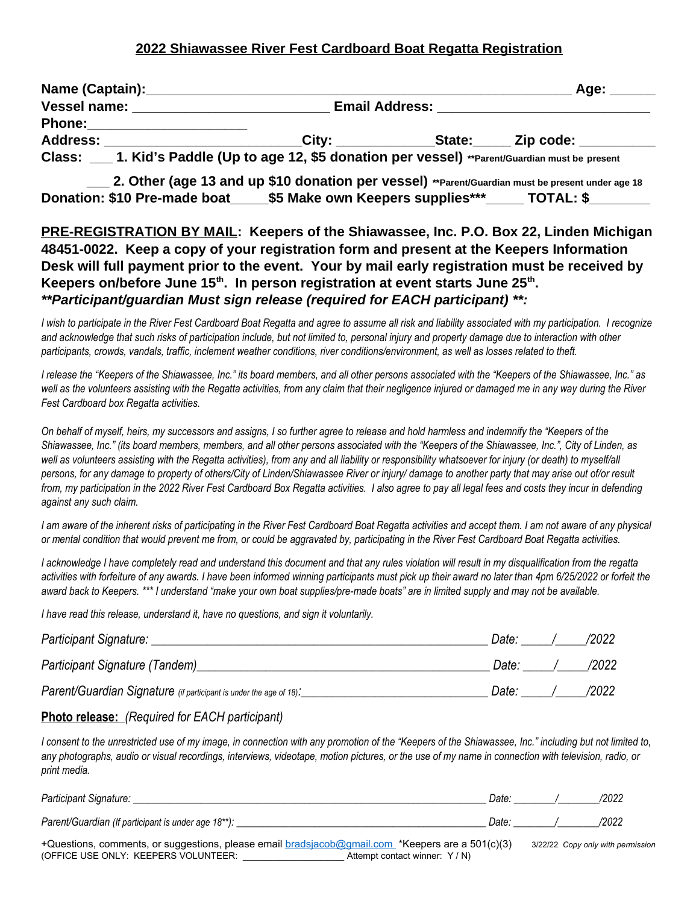## 2022 Shiawassee River Fest Cardboard Boat Regatta Registration

**Name (Captain):**_______________________________________________________ **Age:** ______

**Vessel name:** __________________________ **Email Address:** ____________________________

**Phone:**______________________

**Address:** __________________________**City:** _____________**State:**_____ **Zip code:** __________

**Class:** ___ **1. Kid's Paddle (Up to age 12, $5 donation per vessel)** **Parent/Guardian must be present**

___ **2. Other (age 13 and up $10 donation per vessel)** **Parent/Guardian must be present under age 18**

**Donation: $10 Pre-made boat_____$5 Make own Keepers supplies***_____ TOTAL: $________**

**PRE-REGISTRATION BY MAIL: Keepers of the Shiawassee, Inc. P.O. Box 22, Linden Michigan 48451-0022. Keep a copy of your registration form and present at the Keepers Information Desk will full payment prior to the event. Your by mail early registration must be received by Keepers on/before June 15th. In person registration at event starts June 25th.**

***\*\*Participant/guardian Must sign release (required for EACH participant) \*\*:***

*I wish to participate in the River Fest Cardboard Boat Regatta and agree to assume all risk and liability associated with my participation. I recognize and acknowledge that such risks of participation include, but not limited to, personal injury and property damage due to interaction with other participants, crowds, vandals, traffic, inclement weather conditions, river conditions/environment, as well as losses related to theft.*

*I release the "Keepers of the Shiawassee, Inc." its board members, and all other persons associated with the "Keepers of the Shiawassee, Inc." as well as the volunteers assisting with the Regatta activities, from any claim that their negligence injured or damaged me in any way during the River Fest Cardboard box Regatta activities.*

*On behalf of myself, heirs, my successors and assigns, I so further agree to release and hold harmless and indemnify the "Keepers of the Shiawassee, Inc." (its board members, members, and all other persons associated with the "Keepers of the Shiawassee, Inc.", City of Linden, as well as volunteers assisting with the Regatta activities), from any and all liability or responsibility whatsoever for injury (or death) to myself/all persons, for any damage to property of others/City of Linden/Shiawassee River or injury/ damage to another party that may arise out of/or result from, my participation in the 2022 River Fest Cardboard Box Regatta activities. I also agree to pay all legal fees and costs they incur in defending against any such claim.*

*I am aware of the inherent risks of participating in the River Fest Cardboard Boat Regatta activities and accept them. I am not aware of any physical or mental condition that would prevent me from, or could be aggravated by, participating in the River Fest Cardboard Boat Regatta activities.*

*I acknowledge I have completely read and understand this document and that any rules violation will result in my disqualification from the regatta activities with forfeiture of any awards. I have been informed winning participants must pick up their award no later than 4pm 6/25/2022 or forfeit the award back to Keepers. \*\*\* I understand "make your own boat supplies/pre-made boats" are in limited supply and may not be available.*

*I have read this release, understand it, have no questions, and sign it voluntarily.*

*Participant Signature:* ____________________________________________________ *Date:* ____/____/2022

*Participant Signature (Tandem)*_____________________________________________ *Date:* ____/____/2022

*Parent/Guardian Signature (if participant is under the age of 18):*____________________________ *Date:* ____/____/2022

**Photo release:** *(Required for EACH participant)*

*I consent to the unrestricted use of my image, in connection with any promotion of the "Keepers of the Shiawassee, Inc." including but not limited to, any photographs, audio or visual recordings, interviews, videotape, motion pictures, or the use of my name in connection with television, radio, or print media.*

*Participant Signature:* ____________________________________________________ *Date:* _______/_______/2022

*Parent/Guardian (If participant is under age 18\*\*):* ______________________________________ *Date:* _______/_______/2022

+Questions, comments, or suggestions, please email bradsjacob@gmail.com *Keepers are a 501(c)(3) 3/22/22 *Copy only with permission*

(OFFICE USE ONLY: KEEPERS VOLUNTEER: __________________ Attempt contact winner: Y / N)